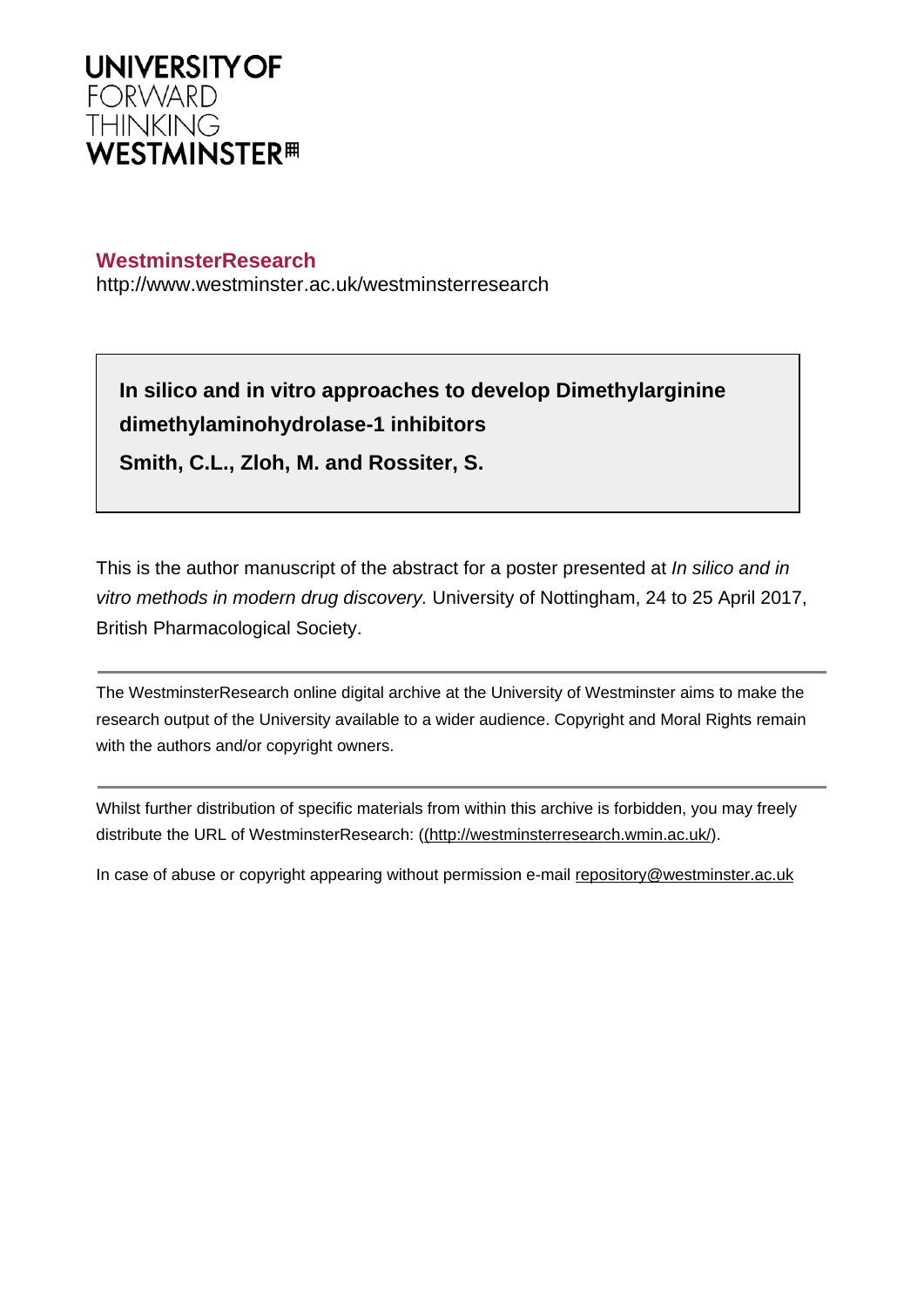UNIVERSITY OF
FORWARD
THINKING
WESTMINSTER

**WestminsterResearch**
http://www.westminster.ac.uk/westminsterresearch

**In silico and in vitro approaches to develop Dimethylarginine dimethylaminohydrolase-1 inhibitors**

**Smith, C.L., Zloh, M. and Rossiter, S.**

This is the author manuscript of the abstract for a poster presented at *In silico and in vitro methods in modern drug discovery.* University of Nottingham, 24 to 25 April 2017, British Pharmacological Society.

---

The WestminsterResearch online digital archive at the University of Westminster aims to make the research output of the University available to a wider audience. Copyright and Moral Rights remain with the authors and/or copyright owners.

---

Whilst further distribution of specific materials from within this archive is forbidden, you may freely distribute the URL of WestminsterResearch: ((http://westminsterresearch.wmin.ac.uk/).

In case of abuse or copyright appearing without permission e-mail repository@westminster.ac.uk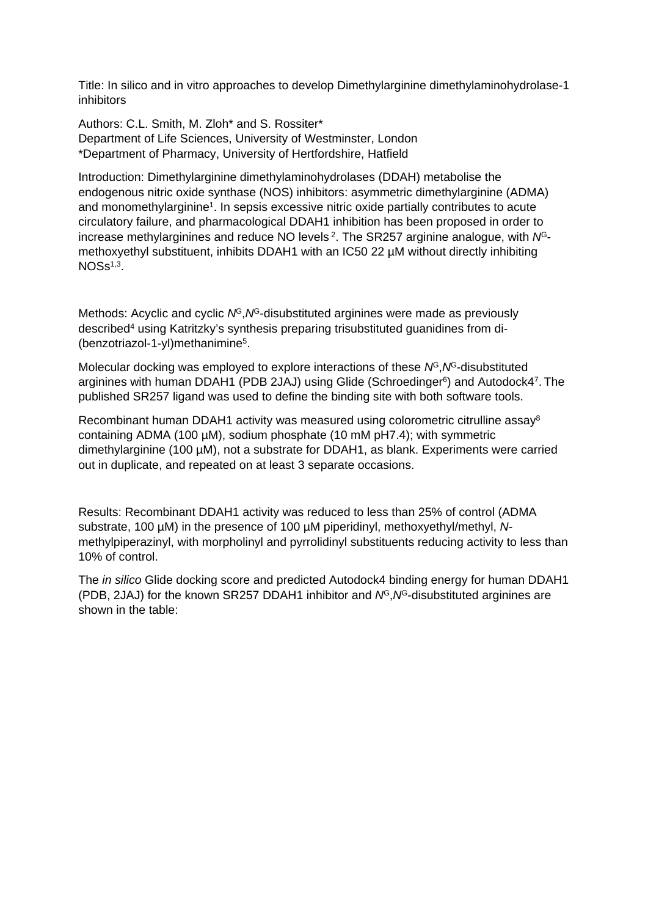Title: In silico and in vitro approaches to develop Dimethylarginine dimethylaminohydrolase-1 inhibitors

Authors: C.L. Smith, M. Zloh* and S. Rossiter*
Department of Life Sciences, University of Westminster, London
*Department of Pharmacy, University of Hertfordshire, Hatfield

Introduction: Dimethylarginine dimethylaminohydrolases (DDAH) metabolise the endogenous nitric oxide synthase (NOS) inhibitors: asymmetric dimethylarginine (ADMA) and monomethylarginine[1]. In sepsis excessive nitric oxide partially contributes to acute circulatory failure, and pharmacological DDAH1 inhibition has been proposed in order to increase methylarginines and reduce NO levels [2]. The SR257 arginine analogue, with *N*$^{G}$-methoxyethyl substituent, inhibits DDAH1 with an IC50 22 µM without directly inhibiting NOSs[1,3].

Methods: Acyclic and cyclic *N*$^{G}$,*N*$^{G}$-disubstituted arginines were made as previously described[4] using Katritzky's synthesis preparing trisubstituted guanidines from di-(benzotriazol-1-yl)methanimine[5].

Molecular docking was employed to explore interactions of these *N*$^{G}$,*N*$^{G}$-disubstituted arginines with human DDAH1 (PDB 2JAJ) using Glide (Schroedinger[6]) and Autodock4[7]. The published SR257 ligand was used to define the binding site with both software tools.

Recombinant human DDAH1 activity was measured using colorometric citrulline assay[8] containing ADMA (100 µM), sodium phosphate (10 mM pH7.4); with symmetric dimethylarginine (100 µM), not a substrate for DDAH1, as blank. Experiments were carried out in duplicate, and repeated on at least 3 separate occasions.

Results: Recombinant DDAH1 activity was reduced to less than 25% of control (ADMA substrate, 100 µM) in the presence of 100 µM piperidinyl, methoxyethyl/methyl, *N*-methylpiperazinyl, with morpholinyl and pyrrolidinyl substituents reducing activity to less than 10% of control.

The *in silico* Glide docking score and predicted Autodock4 binding energy for human DDAH1 (PDB, 2JAJ) for the known SR257 DDAH1 inhibitor and *N*$^{G}$,*N*$^{G}$-disubstituted arginines are shown in the table: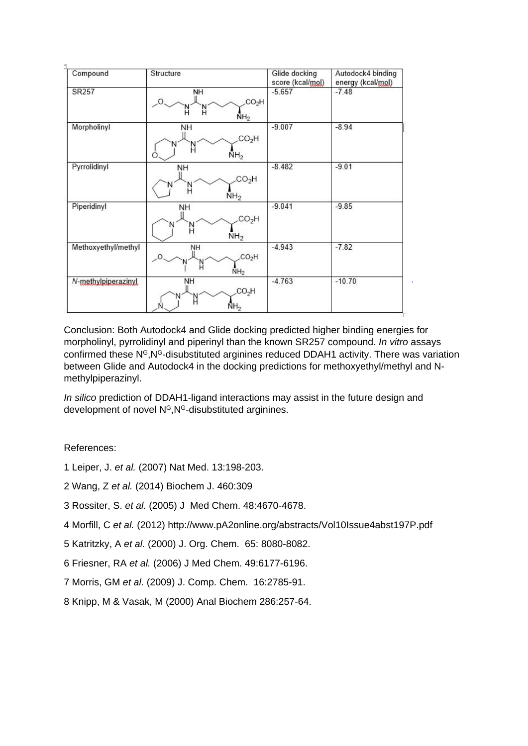| Compound | Structure | Glide docking score (kcal/mol) | Autodock4 binding energy (kcal/mol) |
| --- | --- | --- | --- |
| SR257 | | -5.657 | -7.48 |
| Morpholinyl | | -9.007 | -8.94 |
| Pyrrolidinyl | | -8.482 | -9.01 |
| Piperidinyl | | -9.041 | -9.85 |
| Methoxyethyl/methyl | | -4.943 | -7.82 |
| *N*-methylpiperazinyl | | -4.763 | -10.70 |

Conclusion: Both Autodock4 and Glide docking predicted higher binding energies for morpholinyl, pyrrolidinyl and piperinyl than the known SR257 compound. *In vitro* assays confirmed these $N^G,N^G$-disubstituted arginines reduced DDAH1 activity. There was variation between Glide and Autodock4 in the docking predictions for methoxyethyl/methyl and N-methylpiperazinyl.

*In silico* prediction of DDAH1-ligand interactions may assist in the future design and development of novel $N^G,N^G$-disubstituted arginines.

References:

1 Leiper, J. *et al.* (2007) Nat Med. 13:198-203.

2 Wang, Z *et al.* (2014) Biochem J. 460:309

3 Rossiter, S. *et al.* (2005) J Med Chem. 48:4670-4678.

4 Morfill, C *et al.* (2012) http://www.pA2online.org/abstracts/Vol10Issue4abst197P.pdf

5 Katritzky, A *et al.* (2000) J. Org. Chem. 65: 8080-8082.

6 Friesner, RA *et al.* (2006) J Med Chem. 49:6177-6196.

7 Morris, GM *et al.* (2009) J. Comp. Chem. 16:2785-91.

8 Knipp, M & Vasak, M (2000) Anal Biochem 286:257-64.